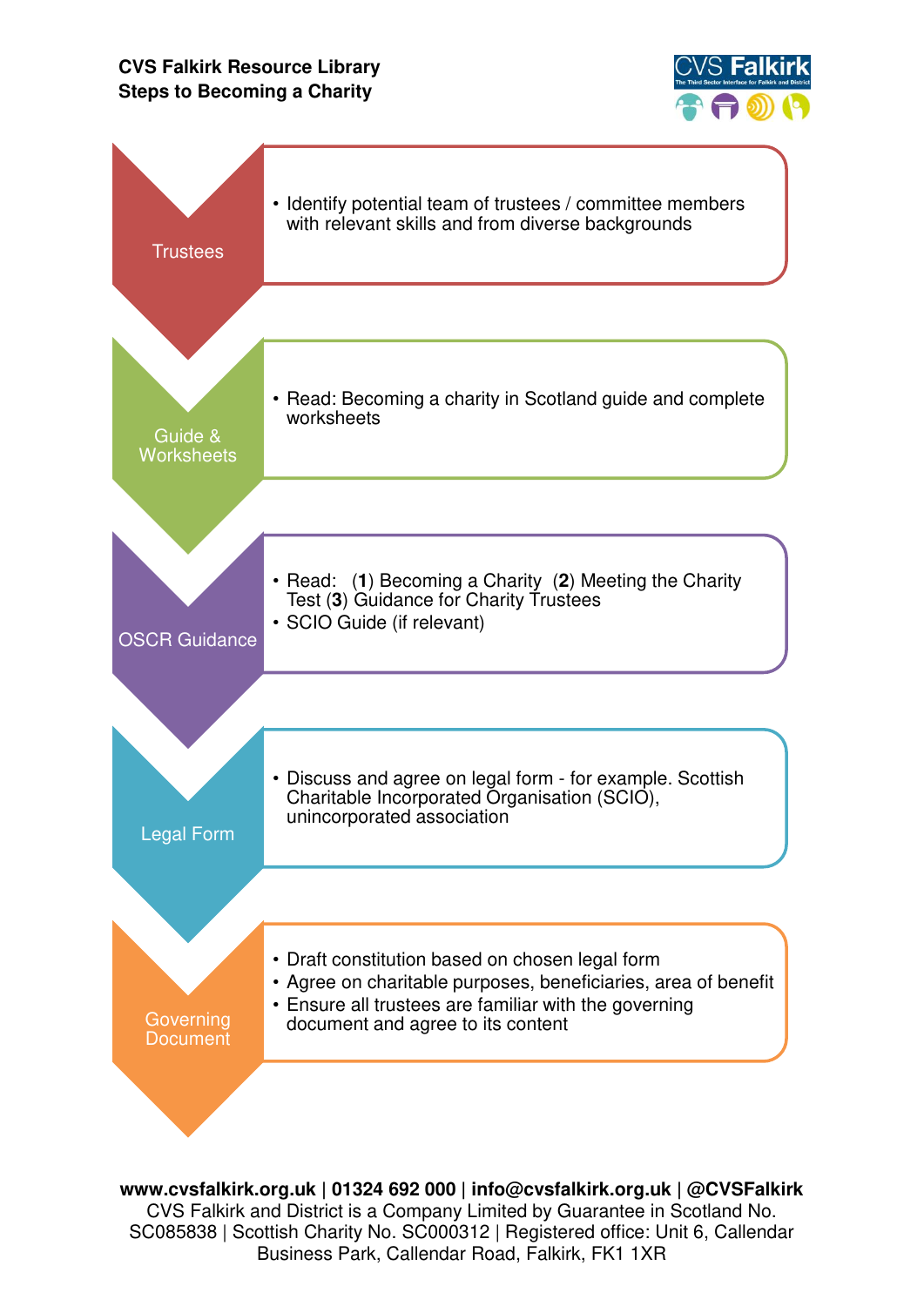**CVS Falkirk Resource Library**
**Steps to Becoming a Charity**

### Trustees

- Identify potential team of trustees / committee members with relevant skills and from diverse backgrounds

### Guide & Worksheets

- Read: Becoming a charity in Scotland guide and complete worksheets

### OSCR Guidance

- Read: (**1**) Becoming a Charity (**2**) Meeting the Charity Test (**3**) Guidance for Charity Trustees
- SCIO Guide (if relevant)

### Legal Form

- Discuss and agree on legal form - for example. Scottish Charitable Incorporated Organisation (SCIO), unincorporated association

### Governing Document

- Draft constitution based on chosen legal form
- Agree on charitable purposes, beneficiaries, area of benefit
- Ensure all trustees are familiar with the governing document and agree to its content

**www.cvsfalkirk.org.uk | 01324 692 000 | info@cvsfalkirk.org.uk | @CVSFalkirk**
CVS Falkirk and District is a Company Limited by Guarantee in Scotland No. SC085838 | Scottish Charity No. SC000312 | Registered office: Unit 6, Callendar Business Park, Callendar Road, Falkirk, FK1 1XR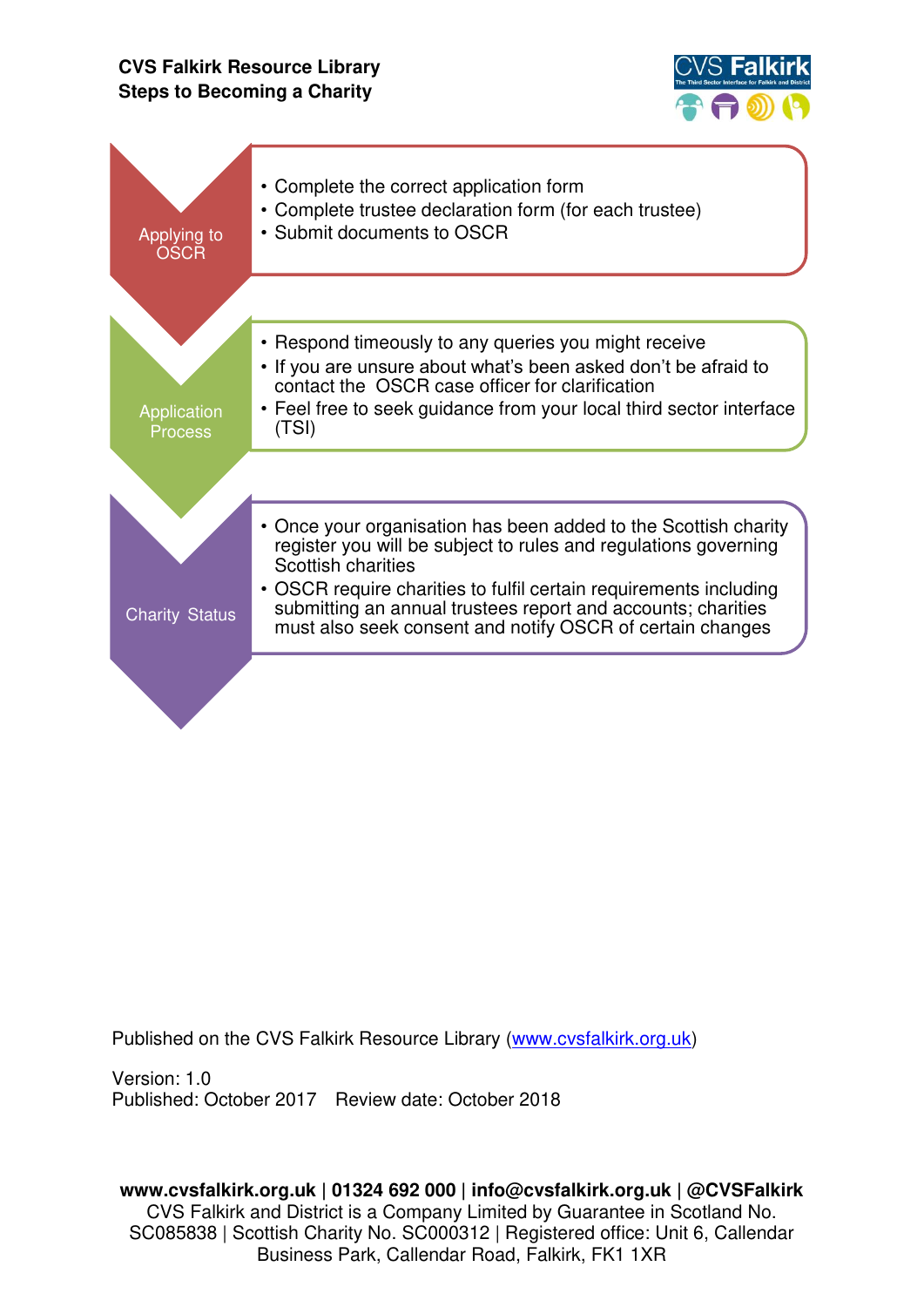**CVS Falkirk Resource Library**
**Steps to Becoming a Charity**

### Applying to OSCR

- Complete the correct application form
- Complete trustee declaration form (for each trustee)
- Submit documents to OSCR

### Application Process

- Respond timeously to any queries you might receive
- If you are unsure about what's been asked don't be afraid to contact the OSCR case officer for clarification
- Feel free to seek guidance from your local third sector interface (TSI)

### Charity Status

- Once your organisation has been added to the Scottish charity register you will be subject to rules and regulations governing Scottish charities
- OSCR require charities to fulfil certain requirements including submitting an annual trustees report and accounts; charities must also seek consent and notify OSCR of certain changes

Published on the CVS Falkirk Resource Library (www.cvsfalkirk.org.uk)

Version: 1.0
Published: October 2017 Review date: October 2018

**www.cvsfalkirk.org.uk | 01324 692 000 | info@cvsfalkirk.org.uk | @CVSFalkirk**
CVS Falkirk and District is a Company Limited by Guarantee in Scotland No. SC085838 | Scottish Charity No. SC000312 | Registered office: Unit 6, Callendar Business Park, Callendar Road, Falkirk, FK1 1XR